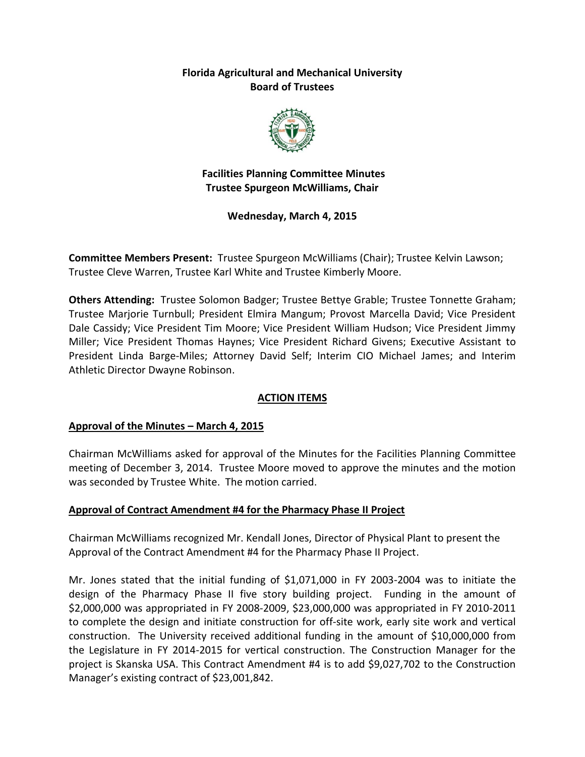**Florida Agricultural and Mechanical University**
**Board of Trustees**

**Facilities Planning Committee Minutes**
**Trustee Spurgeon McWilliams, Chair**

**Wednesday, March 4, 2015**

**Committee Members Present:** Trustee Spurgeon McWilliams (Chair); Trustee Kelvin Lawson; Trustee Cleve Warren, Trustee Karl White and Trustee Kimberly Moore.

**Others Attending:** Trustee Solomon Badger; Trustee Bettye Grable; Trustee Tonnette Graham; Trustee Marjorie Turnbull; President Elmira Mangum; Provost Marcella David; Vice President Dale Cassidy; Vice President Tim Moore; Vice President William Hudson; Vice President Jimmy Miller; Vice President Thomas Haynes; Vice President Richard Givens; Executive Assistant to President Linda Barge-Miles; Attorney David Self; Interim CIO Michael James; and Interim Athletic Director Dwayne Robinson.

## ACTION ITEMS

### Approval of the Minutes – March 4, 2015

Chairman McWilliams asked for approval of the Minutes for the Facilities Planning Committee meeting of December 3, 2014. Trustee Moore moved to approve the minutes and the motion was seconded by Trustee White. The motion carried.

### Approval of Contract Amendment #4 for the Pharmacy Phase II Project

Chairman McWilliams recognized Mr. Kendall Jones, Director of Physical Plant to present the Approval of the Contract Amendment #4 for the Pharmacy Phase II Project.

Mr. Jones stated that the initial funding of $1,071,000 in FY 2003-2004 was to initiate the design of the Pharmacy Phase II five story building project. Funding in the amount of $2,000,000 was appropriated in FY 2008-2009, $23,000,000 was appropriated in FY 2010-2011 to complete the design and initiate construction for off-site work, early site work and vertical construction. The University received additional funding in the amount of $10,000,000 from the Legislature in FY 2014-2015 for vertical construction. The Construction Manager for the project is Skanska USA. This Contract Amendment #4 is to add $9,027,702 to the Construction Manager's existing contract of $23,001,842.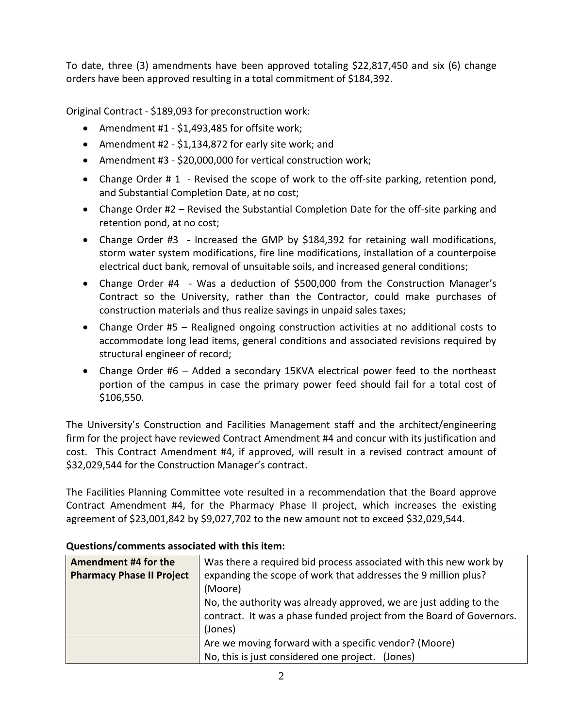To date, three (3) amendments have been approved totaling $22,817,450 and six (6) change orders have been approved resulting in a total commitment of $184,392.

Original Contract - $189,093 for preconstruction work:

- Amendment #1 - $1,493,485 for offsite work;
- Amendment #2 - $1,134,872 for early site work; and
- Amendment #3 - $20,000,000 for vertical construction work;
- Change Order # 1 - Revised the scope of work to the off-site parking, retention pond, and Substantial Completion Date, at no cost;
- Change Order #2 – Revised the Substantial Completion Date for the off-site parking and retention pond, at no cost;
- Change Order #3 - Increased the GMP by $184,392 for retaining wall modifications, storm water system modifications, fire line modifications, installation of a counterpoise electrical duct bank, removal of unsuitable soils, and increased general conditions;
- Change Order #4 - Was a deduction of $500,000 from the Construction Manager's Contract so the University, rather than the Contractor, could make purchases of construction materials and thus realize savings in unpaid sales taxes;
- Change Order #5 – Realigned ongoing construction activities at no additional costs to accommodate long lead items, general conditions and associated revisions required by structural engineer of record;
- Change Order #6 – Added a secondary 15KVA electrical power feed to the northeast portion of the campus in case the primary power feed should fail for a total cost of $106,550.

The University's Construction and Facilities Management staff and the architect/engineering firm for the project have reviewed Contract Amendment #4 and concur with its justification and cost. This Contract Amendment #4, if approved, will result in a revised contract amount of $32,029,544 for the Construction Manager's contract.

The Facilities Planning Committee vote resulted in a recommendation that the Board approve Contract Amendment #4, for the Pharmacy Phase II project, which increases the existing agreement of $23,001,842 by $9,027,702 to the new amount not to exceed $32,029,544.

**Questions/comments associated with this item:**

| **Amendment #4 for the Pharmacy Phase II Project** | Was there a required bid process associated with this new work by expanding the scope of work that addresses the 9 million plus? (Moore)<br>No, the authority was already approved, we are just adding to the contract. It was a phase funded project from the Board of Governors. (Jones) |
|---|---|
| | Are we moving forward with a specific vendor? (Moore)<br>No, this is just considered one project. (Jones) |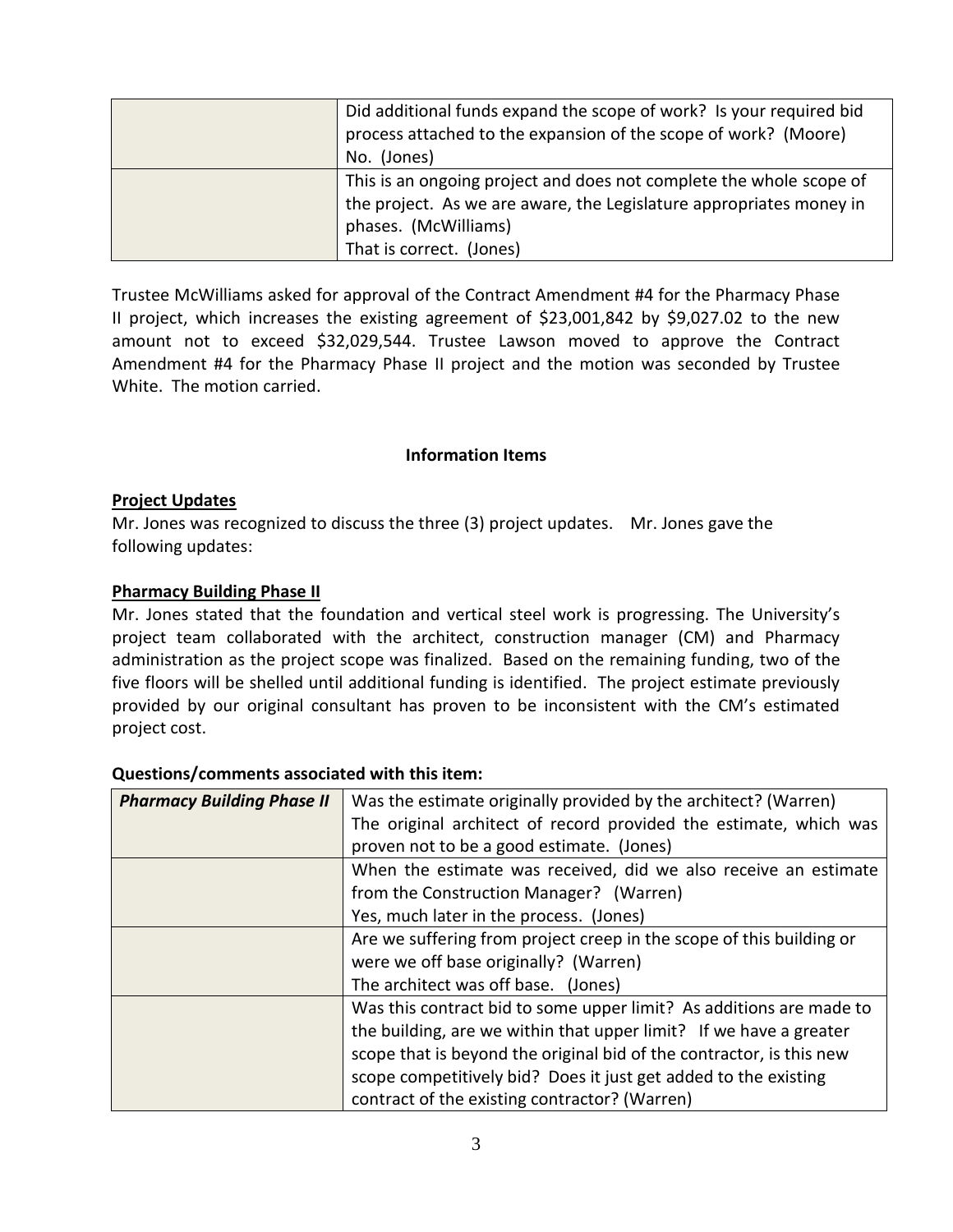| | |
|---|---|
| | Did additional funds expand the scope of work? Is your required bid process attached to the expansion of the scope of work? (Moore)<br>No. (Jones) |
| | This is an ongoing project and does not complete the whole scope of the project. As we are aware, the Legislature appropriates money in phases. (McWilliams)<br>That is correct. (Jones) |

Trustee McWilliams asked for approval of the Contract Amendment #4 for the Pharmacy Phase II project, which increases the existing agreement of $23,001,842 by $9,027.02 to the new amount not to exceed $32,029,544. Trustee Lawson moved to approve the Contract Amendment #4 for the Pharmacy Phase II project and the motion was seconded by Trustee White. The motion carried.

**Information Items**

**Project Updates**

Mr. Jones was recognized to discuss the three (3) project updates. Mr. Jones gave the following updates:

**Pharmacy Building Phase II**

Mr. Jones stated that the foundation and vertical steel work is progressing. The University's project team collaborated with the architect, construction manager (CM) and Pharmacy administration as the project scope was finalized. Based on the remaining funding, two of the five floors will be shelled until additional funding is identified. The project estimate previously provided by our original consultant has proven to be inconsistent with the CM's estimated project cost.

**Questions/comments associated with this item:**

| | |
|---|---|
| ***Pharmacy Building Phase II*** | Was the estimate originally provided by the architect? (Warren)<br>The original architect of record provided the estimate, which was proven not to be a good estimate. (Jones) |
| | When the estimate was received, did we also receive an estimate from the Construction Manager? (Warren)<br>Yes, much later in the process. (Jones) |
| | Are we suffering from project creep in the scope of this building or were we off base originally? (Warren)<br>The architect was off base. (Jones) |
| | Was this contract bid to some upper limit? As additions are made to the building, are we within that upper limit? If we have a greater scope that is beyond the original bid of the contractor, is this new scope competitively bid? Does it just get added to the existing contract of the existing contractor? (Warren) |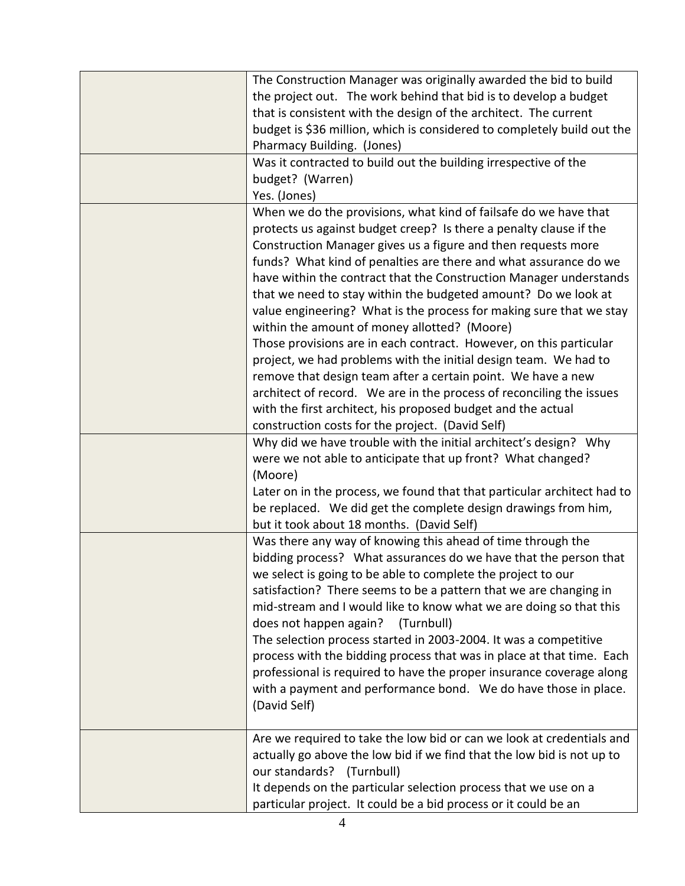| | |
|---|---|
| | The Construction Manager was originally awarded the bid to build the project out. The work behind that bid is to develop a budget that is consistent with the design of the architect. The current budget is $36 million, which is considered to completely build out the Pharmacy Building. (Jones) |
| | Was it contracted to build out the building irrespective of the budget? (Warren)<br>Yes. (Jones) |
| | When we do the provisions, what kind of failsafe do we have that protects us against budget creep? Is there a penalty clause if the Construction Manager gives us a figure and then requests more funds? What kind of penalties are there and what assurance do we have within the contract that the Construction Manager understands that we need to stay within the budgeted amount? Do we look at value engineering? What is the process for making sure that we stay within the amount of money allotted? (Moore)<br>Those provisions are in each contract. However, on this particular project, we had problems with the initial design team. We had to remove that design team after a certain point. We have a new architect of record. We are in the process of reconciling the issues with the first architect, his proposed budget and the actual construction costs for the project. (David Self) |
| | Why did we have trouble with the initial architect's design? Why were we not able to anticipate that up front? What changed? (Moore)<br>Later on in the process, we found that that particular architect had to be replaced. We did get the complete design drawings from him, but it took about 18 months. (David Self) |
| | Was there any way of knowing this ahead of time through the bidding process? What assurances do we have that the person that we select is going to be able to complete the project to our satisfaction? There seems to be a pattern that we are changing in mid-stream and I would like to know what we are doing so that this does not happen again? (Turnbull)<br>The selection process started in 2003-2004. It was a competitive process with the bidding process that was in place at that time. Each professional is required to have the proper insurance coverage along with a payment and performance bond. We do have those in place. (David Self) |
| | Are we required to take the low bid or can we look at credentials and actually go above the low bid if we find that the low bid is not up to our standards? (Turnbull)<br>It depends on the particular selection process that we use on a particular project. It could be a bid process or it could be an |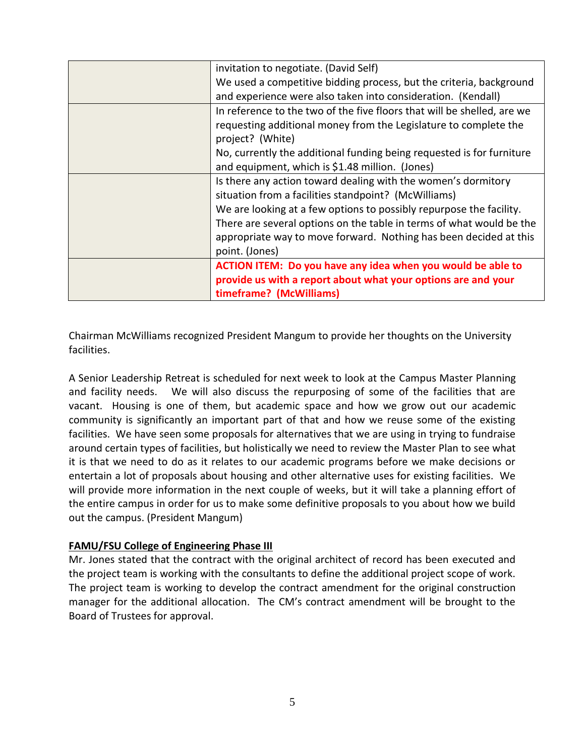| | |
|---|---|
| | invitation to negotiate. (David Self)<br>We used a competitive bidding process, but the criteria, background and experience were also taken into consideration. (Kendall) |
| | In reference to the two of the five floors that will be shelled, are we requesting additional money from the Legislature to complete the project? (White)<br>No, currently the additional funding being requested is for furniture and equipment, which is $1.48 million. (Jones) |
| | Is there any action toward dealing with the women's dormitory situation from a facilities standpoint? (McWilliams)<br>We are looking at a few options to possibly repurpose the facility. There are several options on the table in terms of what would be the appropriate way to move forward. Nothing has been decided at this point. (Jones) |
| | **ACTION ITEM: Do you have any idea when you would be able to provide us with a report about what your options are and your timeframe? (McWilliams)** |

Chairman McWilliams recognized President Mangum to provide her thoughts on the University facilities.

A Senior Leadership Retreat is scheduled for next week to look at the Campus Master Planning and facility needs. We will also discuss the repurposing of some of the facilities that are vacant. Housing is one of them, but academic space and how we grow out our academic community is significantly an important part of that and how we reuse some of the existing facilities. We have seen some proposals for alternatives that we are using in trying to fundraise around certain types of facilities, but holistically we need to review the Master Plan to see what it is that we need to do as it relates to our academic programs before we make decisions or entertain a lot of proposals about housing and other alternative uses for existing facilities. We will provide more information in the next couple of weeks, but it will take a planning effort of the entire campus in order for us to make some definitive proposals to you about how we build out the campus. (President Mangum)

**FAMU/FSU College of Engineering Phase III**

Mr. Jones stated that the contract with the original architect of record has been executed and the project team is working with the consultants to define the additional project scope of work. The project team is working to develop the contract amendment for the original construction manager for the additional allocation. The CM's contract amendment will be brought to the Board of Trustees for approval.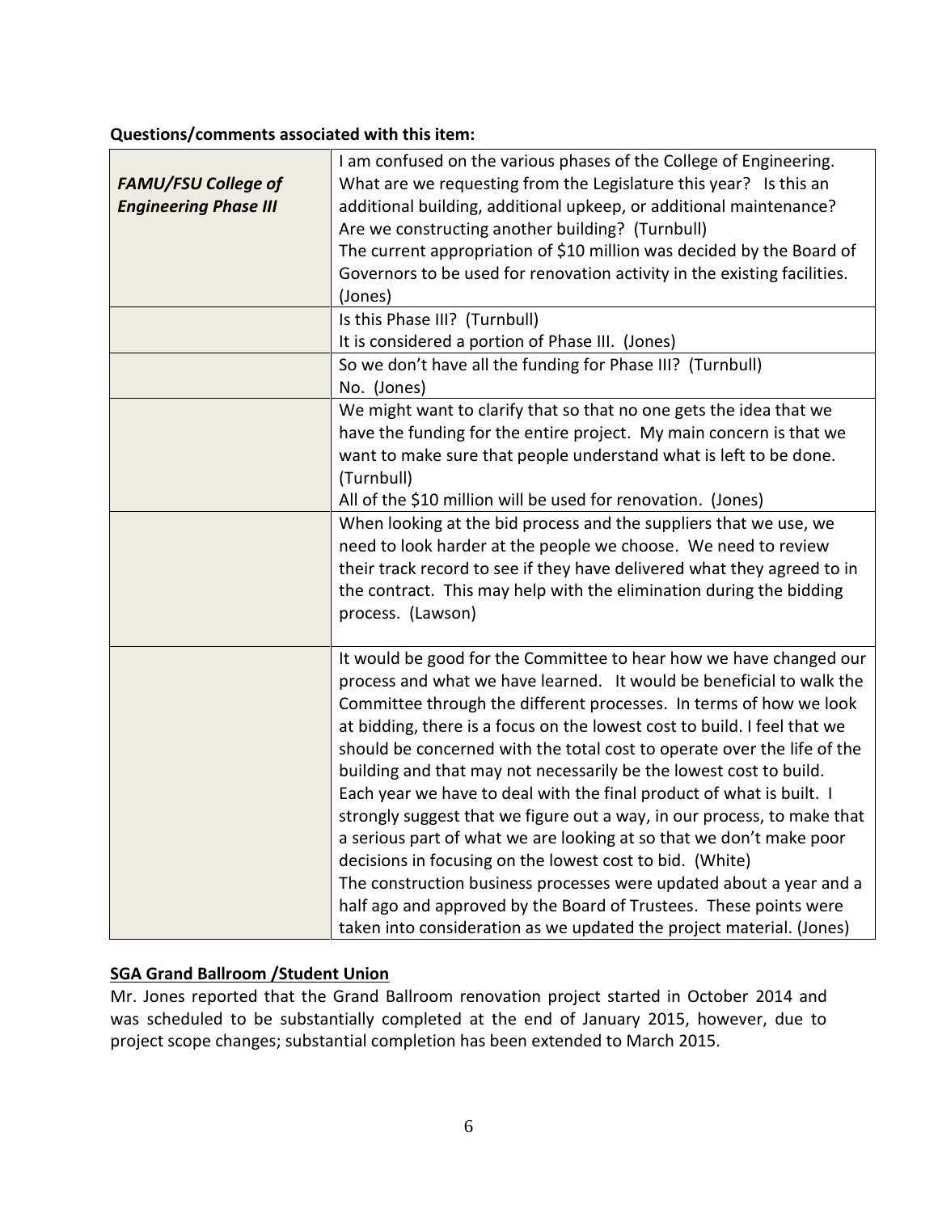**Questions/comments associated with this item:**

| | |
|---|---|
| ***FAMU/FSU College of Engineering Phase III*** | I am confused on the various phases of the College of Engineering. What are we requesting from the Legislature this year? Is this an additional building, additional upkeep, or additional maintenance? Are we constructing another building? (Turnbull)<br>The current appropriation of $10 million was decided by the Board of Governors to be used for renovation activity in the existing facilities. (Jones) |
| | Is this Phase III? (Turnbull)<br>It is considered a portion of Phase III. (Jones) |
| | So we don't have all the funding for Phase III? (Turnbull)<br>No. (Jones) |
| | We might want to clarify that so that no one gets the idea that we have the funding for the entire project. My main concern is that we want to make sure that people understand what is left to be done. (Turnbull)<br>All of the $10 million will be used for renovation. (Jones) |
| | When looking at the bid process and the suppliers that we use, we need to look harder at the people we choose. We need to review their track record to see if they have delivered what they agreed to in the contract. This may help with the elimination during the bidding process. (Lawson) |
| | It would be good for the Committee to hear how we have changed our process and what we have learned. It would be beneficial to walk the Committee through the different processes. In terms of how we look at bidding, there is a focus on the lowest cost to build. I feel that we should be concerned with the total cost to operate over the life of the building and that may not necessarily be the lowest cost to build. Each year we have to deal with the final product of what is built. I strongly suggest that we figure out a way, in our process, to make that a serious part of what we are looking at so that we don't make poor decisions in focusing on the lowest cost to bid. (White)<br>The construction business processes were updated about a year and a half ago and approved by the Board of Trustees. These points were taken into consideration as we updated the project material. (Jones) |

**SGA Grand Ballroom /Student Union**

Mr. Jones reported that the Grand Ballroom renovation project started in October 2014 and was scheduled to be substantially completed at the end of January 2015, however, due to project scope changes; substantial completion has been extended to March 2015.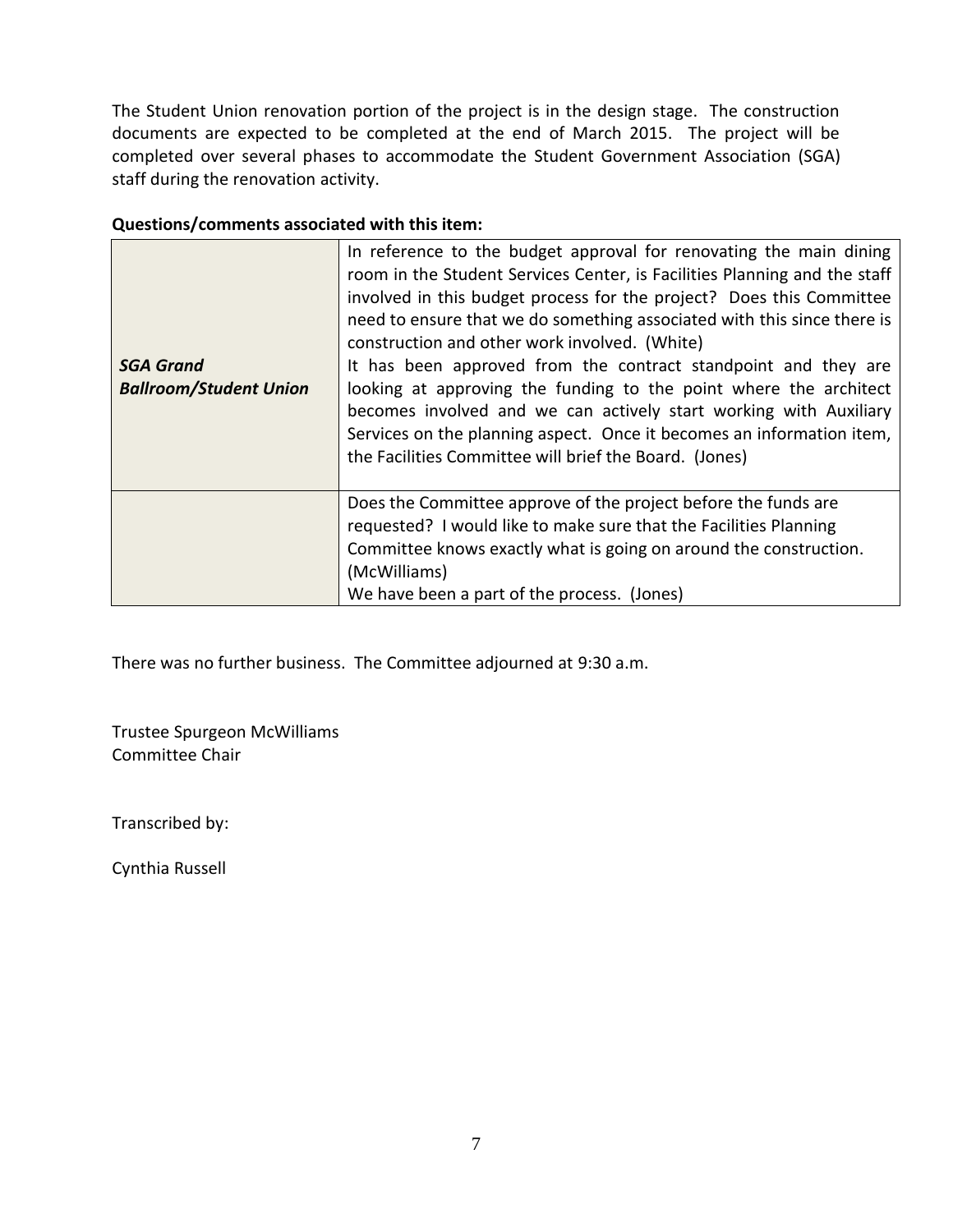The Student Union renovation portion of the project is in the design stage. The construction documents are expected to be completed at the end of March 2015. The project will be completed over several phases to accommodate the Student Government Association (SGA) staff during the renovation activity.

**Questions/comments associated with this item:**

| | |
|---|---|
| ***SGA Grand Ballroom/Student Union*** | In reference to the budget approval for renovating the main dining room in the Student Services Center, is Facilities Planning and the staff involved in this budget process for the project? Does this Committee need to ensure that we do something associated with this since there is construction and other work involved. (White)<br>It has been approved from the contract standpoint and they are looking at approving the funding to the point where the architect becomes involved and we can actively start working with Auxiliary Services on the planning aspect. Once it becomes an information item, the Facilities Committee will brief the Board. (Jones) |
| | Does the Committee approve of the project before the funds are requested? I would like to make sure that the Facilities Planning Committee knows exactly what is going on around the construction. (McWilliams)<br>We have been a part of the process. (Jones) |

There was no further business. The Committee adjourned at 9:30 a.m.

Trustee Spurgeon McWilliams
Committee Chair

Transcribed by:

Cynthia Russell